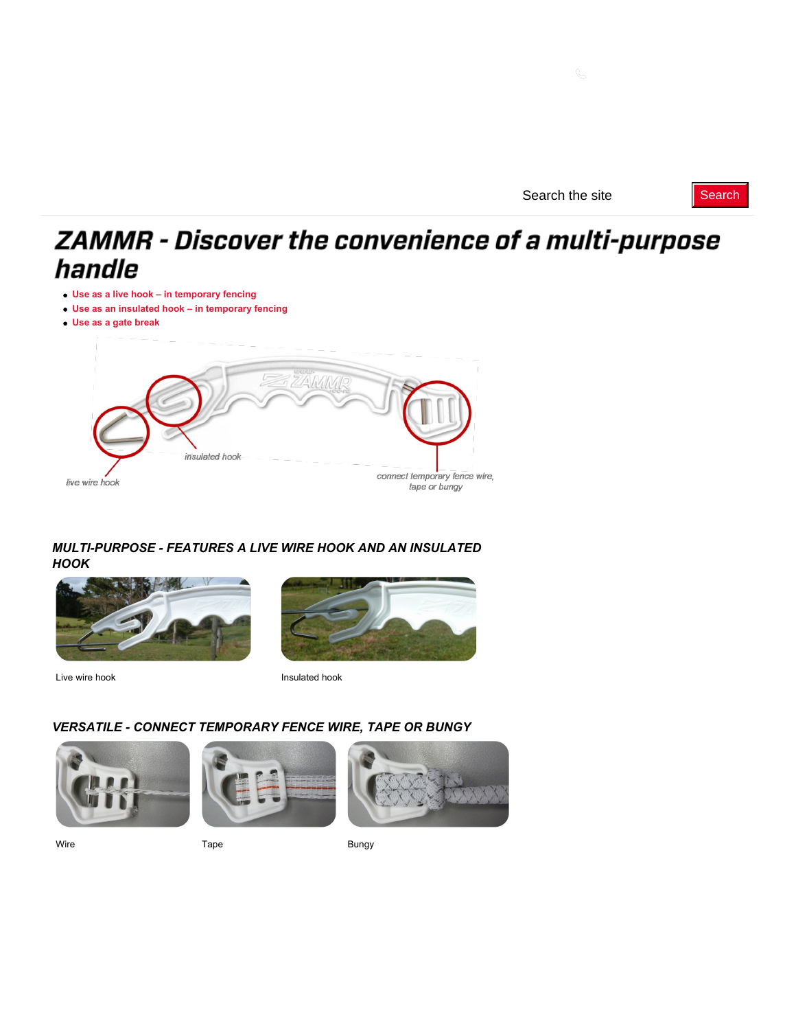Search the site Search

# ZAMMR - Discover the convenience of a multi-purpose handle

- Use as a live hook – in temporary fencing
- Use as an insulated hook – in temporary fencing
- Use as a gate break

live wire hook

insulated hook

connect temporary fence wire, tape or bungy

## *MULTI-PURPOSE - FEATURES A LIVE WIRE HOOK AND AN INSULATED HOOK*

Live wire hook

Insulated hook

## *VERSATILE - CONNECT TEMPORARY FENCE WIRE, TAPE OR BUNGY*

Wire

Tape

Bungy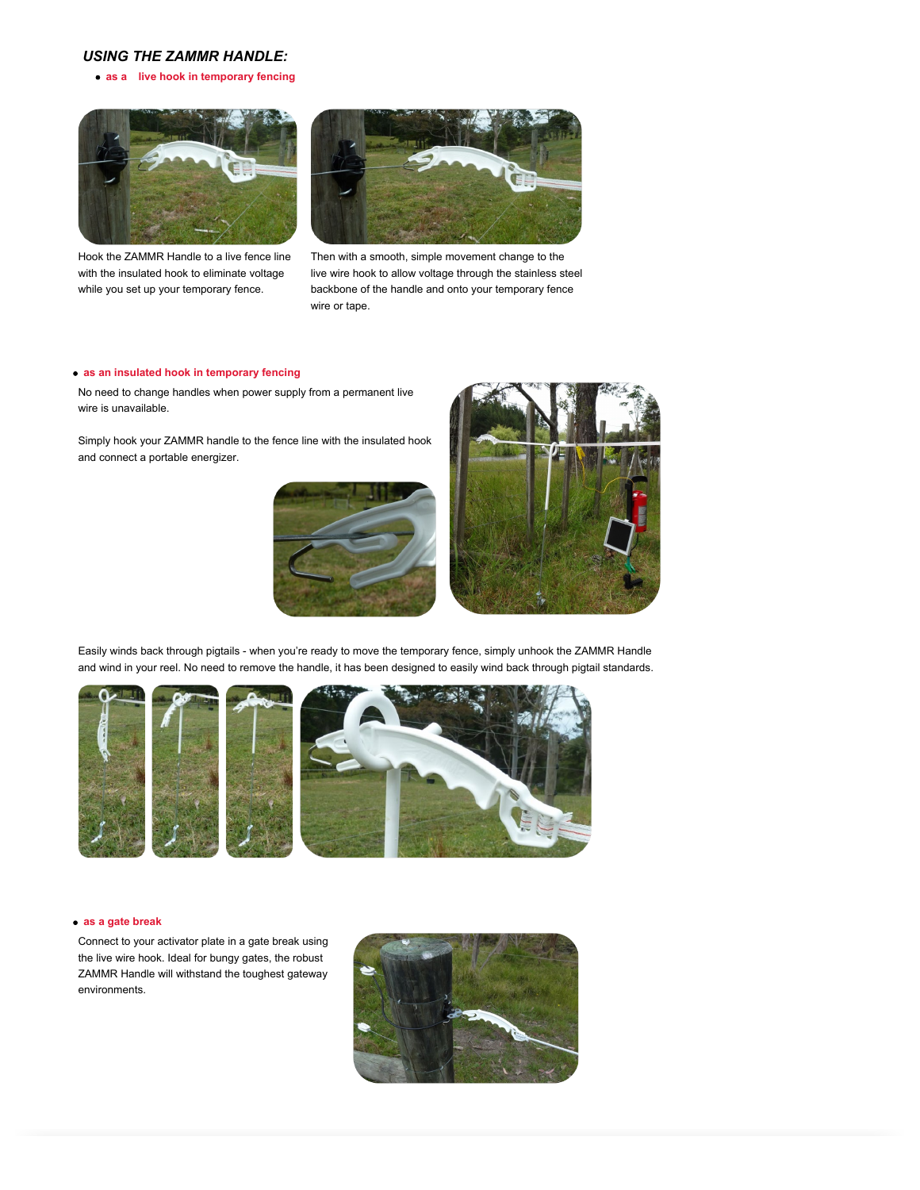### *USING THE ZAMMR HANDLE:*

- **as a live hook in temporary fencing**

Hook the ZAMMR Handle to a live fence line with the insulated hook to eliminate voltage while you set up your temporary fence.

Then with a smooth, simple movement change to the live wire hook to allow voltage through the stainless steel backbone of the handle and onto your temporary fence wire or tape.

- **as an insulated hook in temporary fencing**

No need to change handles when power supply from a permanent live wire is unavailable.

Simply hook your ZAMMR handle to the fence line with the insulated hook and connect a portable energizer.

Easily winds back through pigtails - when you're ready to move the temporary fence, simply unhook the ZAMMR Handle and wind in your reel. No need to remove the handle, it has been designed to easily wind back through pigtail standards.

- **as a gate break**

Connect to your activator plate in a gate break using the live wire hook. Ideal for bungy gates, the robust ZAMMR Handle will withstand the toughest gateway environments.